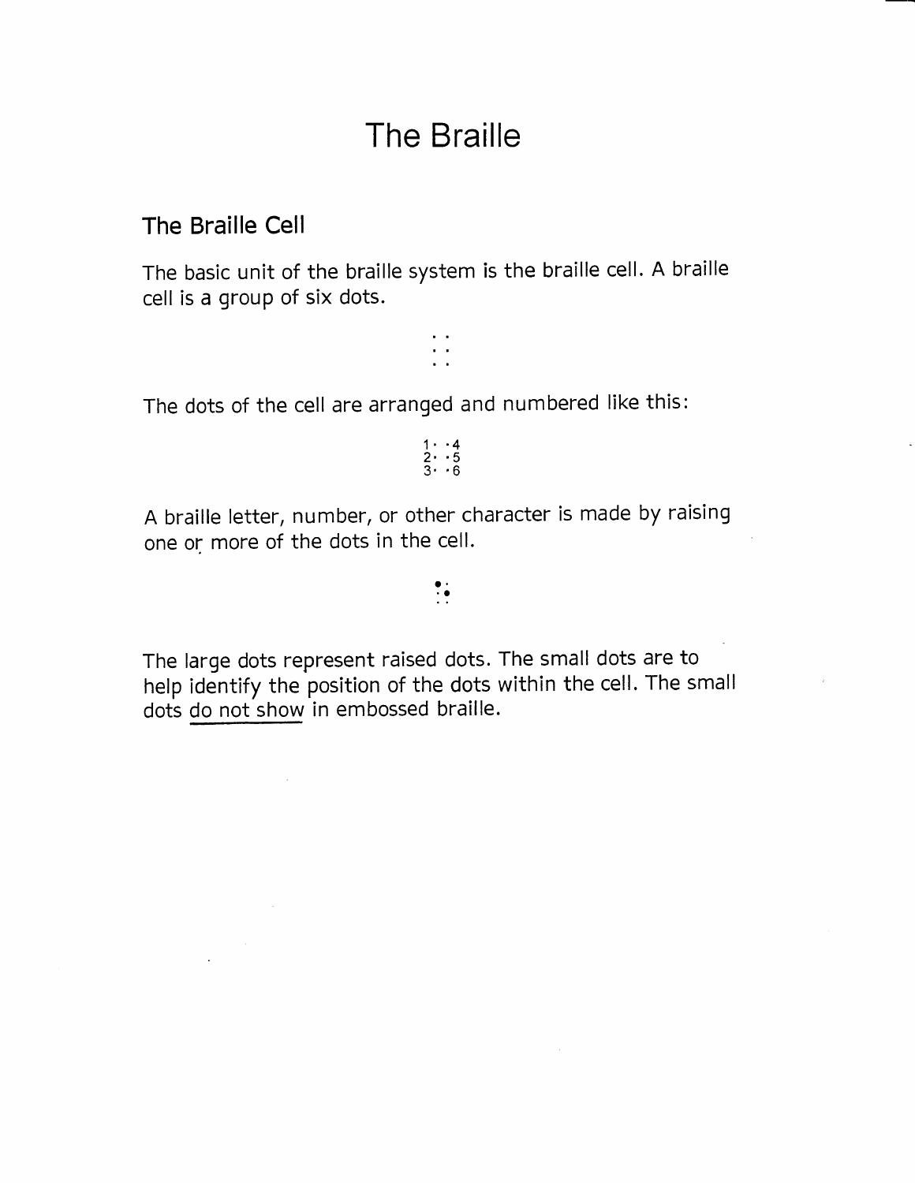# The Braille

## The Braille Cell

The basic unit of the braille system is the braille cell. A braille cell is a group of six dots.

```
· ·
· ·
· ·
```

The dots of the cell are arranged and numbered like this:

```
1· ·4
2· ·5
3· ·6
```

A braille letter, number, or other character is made by raising one or more of the dots in the cell.

```
● ·
· ●
· ·
```

The large dots represent raised dots. The small dots are to help identify the position of the dots within the cell. The small dots <u>do not show</u> in embossed braille.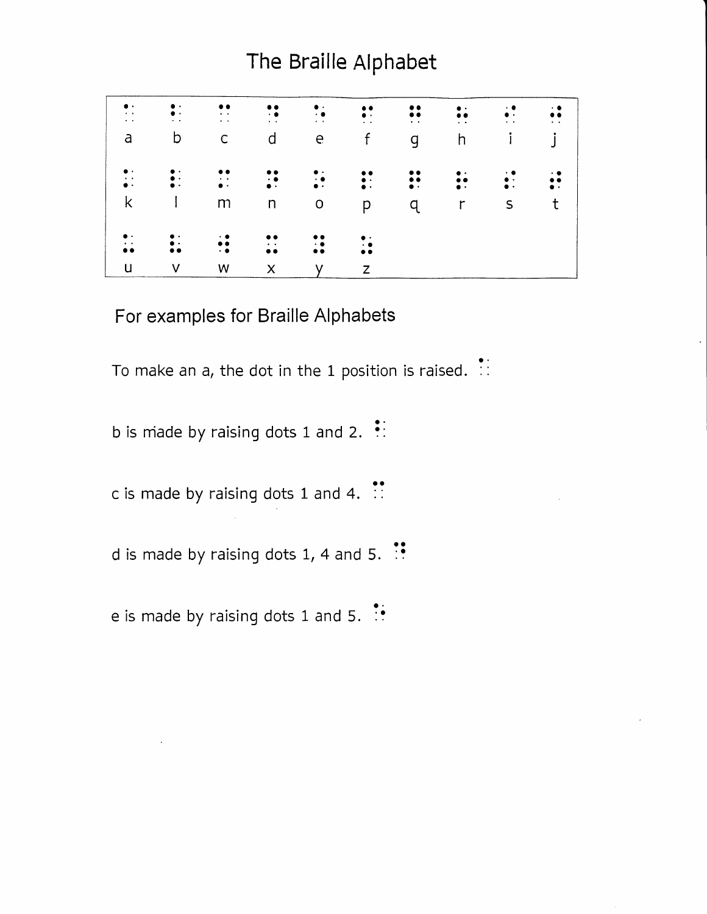# The Braille Alphabet

| ⠁ | ⠃ | ⠉ | ⠙ | ⠑ | ⠋ | ⠛ | ⠓ | ⠊ | ⠚ |
|---|---|---|---|---|---|---|---|---|---|
| a | b | c | d | e | f | g | h | i | j |
| ⠅ | ⠇ | ⠍ | ⠝ | ⠕ | ⠏ | ⠟ | ⠗ | ⠎ | ⠞ |
| k | l | m | n | o | p | q | r | s | t |
| ⠥ | ⠧ | ⠺ | ⠭ | ⠽ | ⠵ | | | | |
| u | v | w | x | y | z | | | | |

## For examples for Braille Alphabets

To make an a, the dot in the 1 position is raised. ⠁

b is made by raising dots 1 and 2. ⠃

c is made by raising dots 1 and 4. ⠉

d is made by raising dots 1, 4 and 5. ⠙

e is made by raising dots 1 and 5. ⠑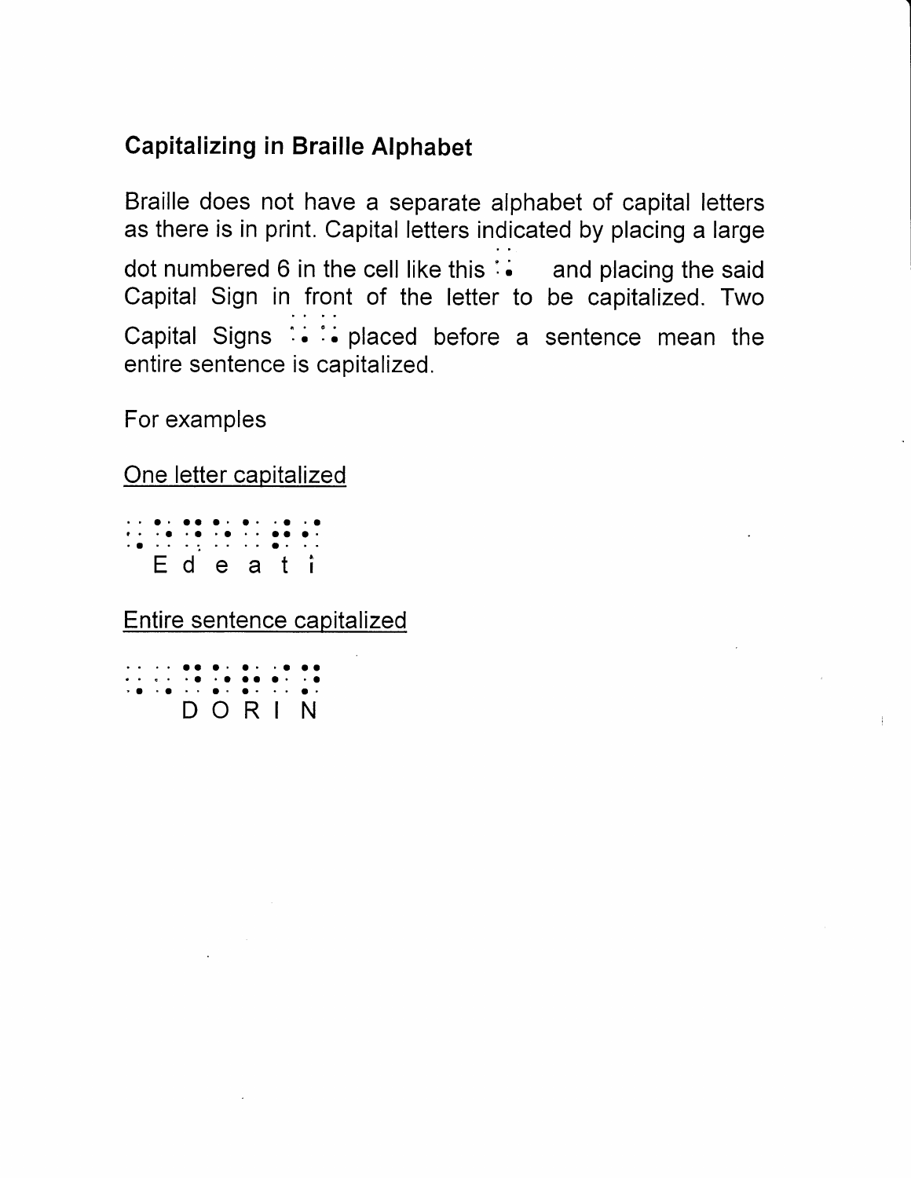## Capitalizing in Braille Alphabet

Braille does not have a separate alphabet of capital letters as there is in print. Capital letters indicated by placing a large dot numbered 6 in the cell like this ⠠ and placing the said Capital Sign in front of the letter to be capitalized. Two Capital Signs ⠠⠠ placed before a sentence mean the entire sentence is capitalized.

For examples

<u>One letter capitalized</u>

⠠⠑⠙⠑⠁⠞⠊
E d e a t i

<u>Entire sentence capitalized</u>

⠠⠠⠙⠕⠗⠊⠝
D O R I N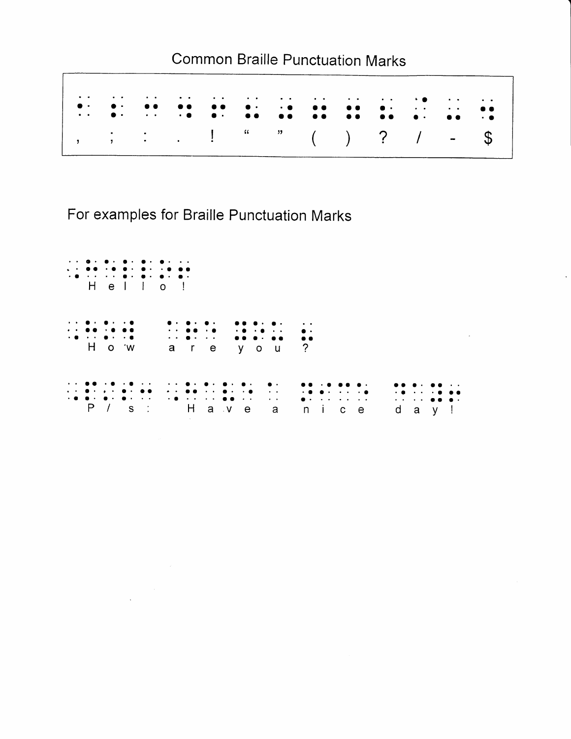# Common Braille Punctuation Marks

| , | ; | : | . | ! | “ | ” | ( | ) | ? | / | - | $ |
|---|---|---|---|---|---|---|---|---|---|---|---|---|

## For examples for Braille Punctuation Marks

H e l l o !

H o w   a r e   y o u ?

P / s :   H a v e   a   n i c e   d a y !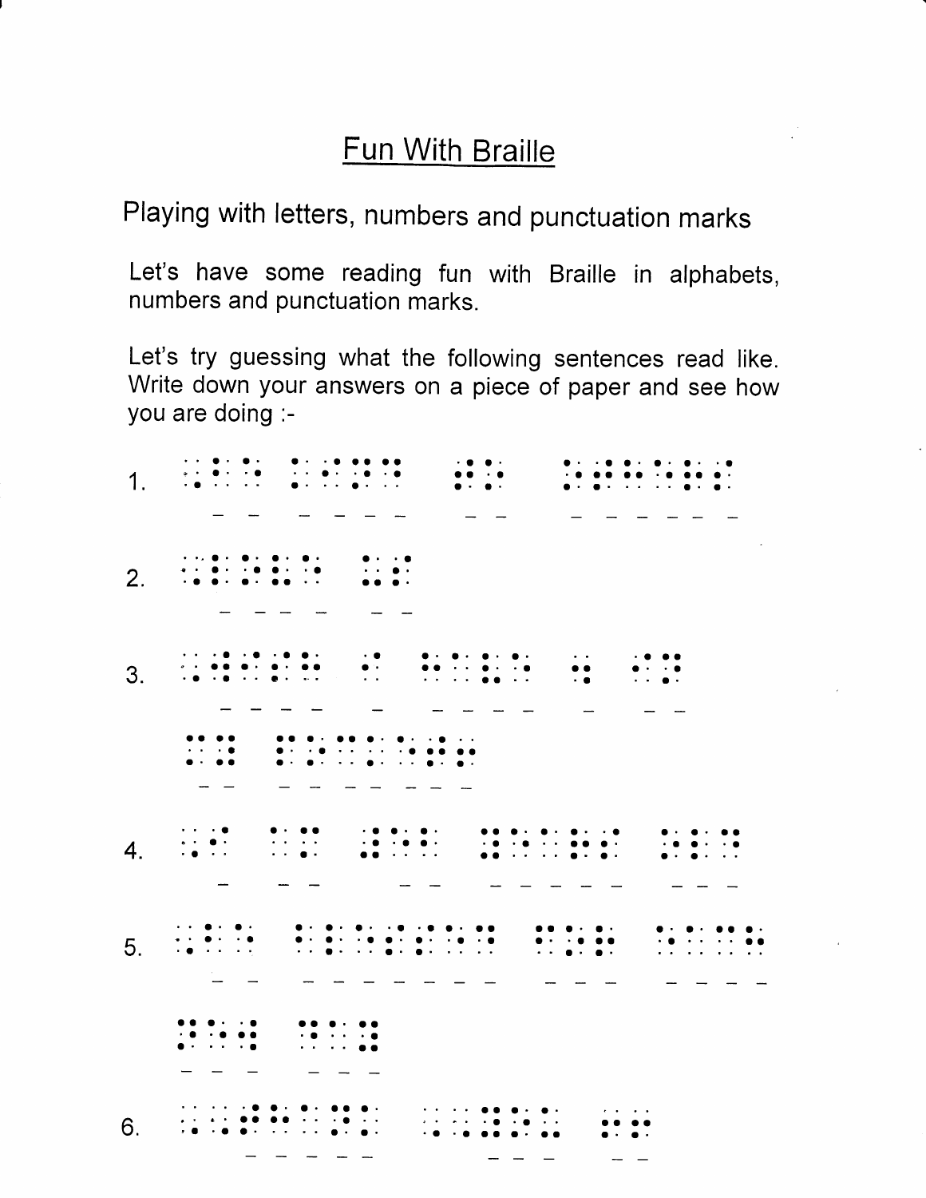# Fun With Braille

## Playing with letters, numbers and punctuation marks

Let's have some reading fun with Braille in alphabets, numbers and punctuation marks.

Let's try guessing what the following sentences read like. Write down your answers on a piece of paper and see how you are doing :-

1. _ _   _ _ _ _   _ _   _ _ _ _ _ _ _

2. _ _ _ _   _ _

3. _ _ _ _   _   _ _ _ _   _   _ _

   _ _   _ _ _ _ _ _ _

4. _   _ _   _ _   _ _ _ _ _ _   _ _ _

5. _ _   _ _ _ _ _ _ _ _   _ _ _   _ _ _ _

   _ _ _   _ _ _

6. _ _ _ _ _   _ _ _   _ _